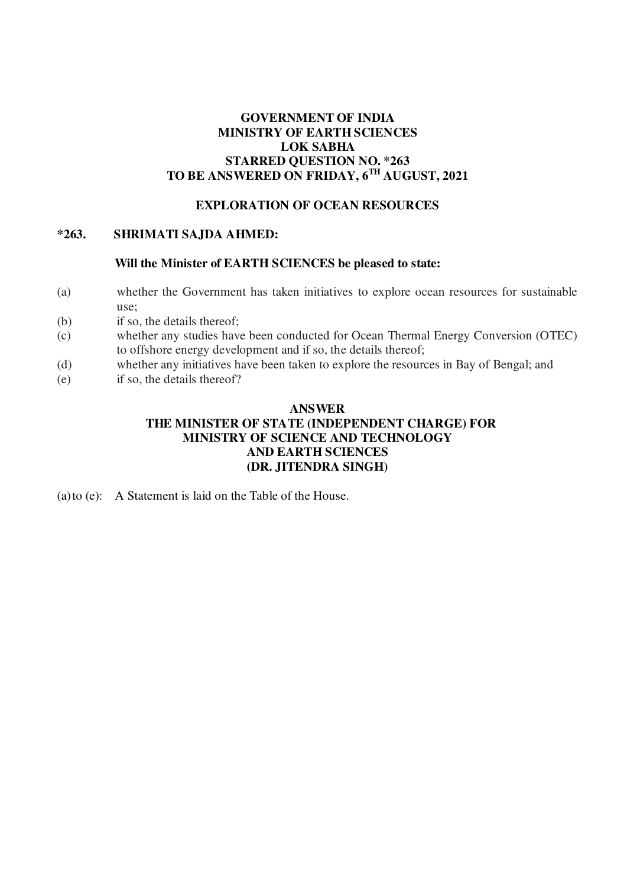**GOVERNMENT OF INDIA**
**MINISTRY OF EARTH SCIENCES**
**LOK SABHA**
**STARRED QUESTION NO. *263**
**TO BE ANSWERED ON FRIDAY, 6TH AUGUST, 2021**

## EXPLORATION OF OCEAN RESOURCES

**\*263. SHRIMATI SAJDA AHMED:**

**Will the Minister of EARTH SCIENCES be pleased to state:**

(a) whether the Government has taken initiatives to explore ocean resources for sustainable use;

(b) if so, the details thereof;

(c) whether any studies have been conducted for Ocean Thermal Energy Conversion (OTEC) to offshore energy development and if so, the details thereof;

(d) whether any initiatives have been taken to explore the resources in Bay of Bengal; and

(e) if so, the details thereof?

**ANSWER**
**THE MINISTER OF STATE (INDEPENDENT CHARGE) FOR**
**MINISTRY OF SCIENCE AND TECHNOLOGY**
**AND EARTH SCIENCES**
**(DR. JITENDRA SINGH)**

(a) to (e): A Statement is laid on the Table of the House.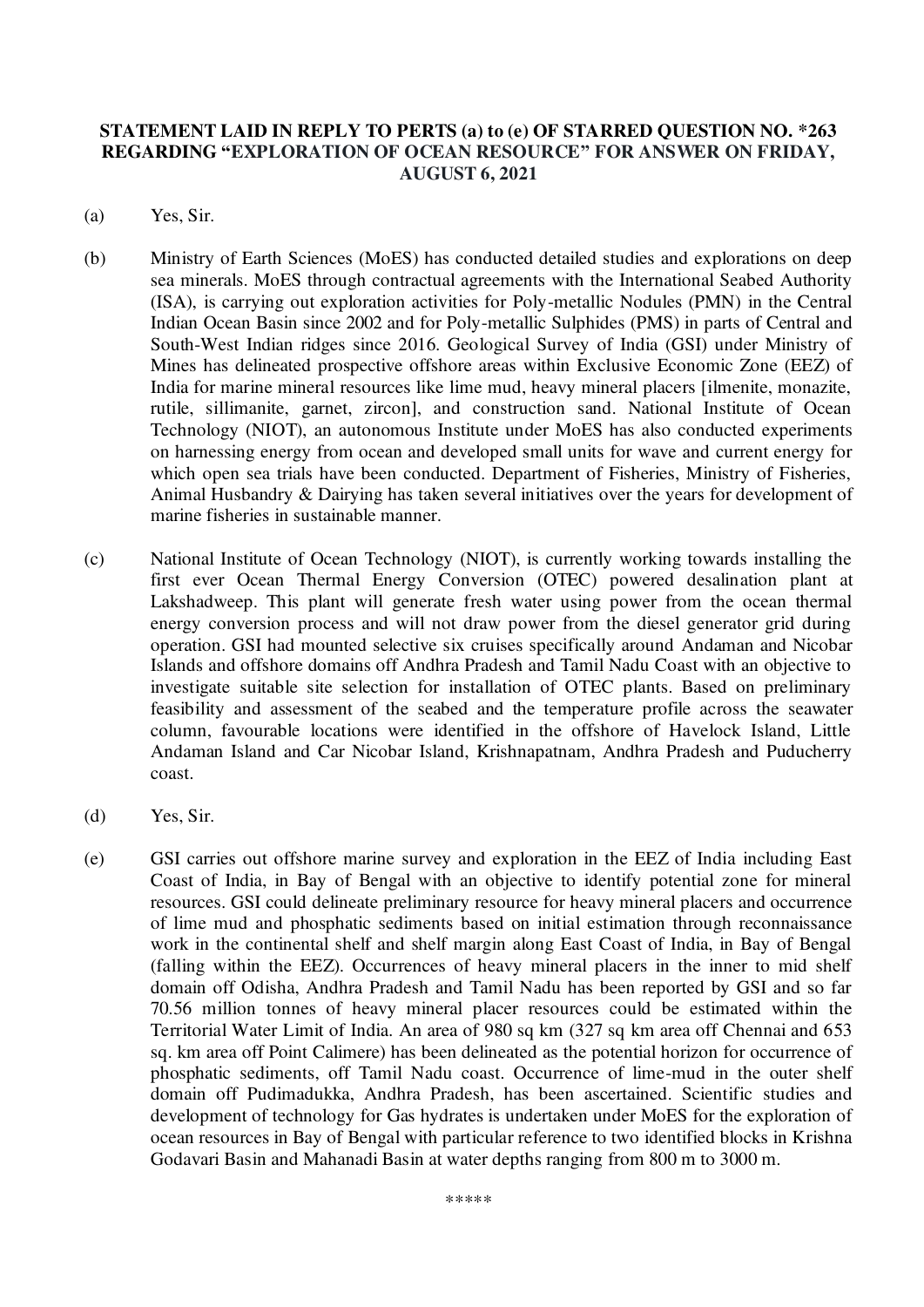**STATEMENT LAID IN REPLY TO PERTS (a) to (e) OF STARRED QUESTION NO. *263 REGARDING "EXPLORATION OF OCEAN RESOURCE" FOR ANSWER ON FRIDAY, AUGUST 6, 2021**

(a) Yes, Sir.

(b) Ministry of Earth Sciences (MoES) has conducted detailed studies and explorations on deep sea minerals. MoES through contractual agreements with the International Seabed Authority (ISA), is carrying out exploration activities for Poly-metallic Nodules (PMN) in the Central Indian Ocean Basin since 2002 and for Poly-metallic Sulphides (PMS) in parts of Central and South-West Indian ridges since 2016. Geological Survey of India (GSI) under Ministry of Mines has delineated prospective offshore areas within Exclusive Economic Zone (EEZ) of India for marine mineral resources like lime mud, heavy mineral placers [ilmenite, monazite, rutile, sillimanite, garnet, zircon], and construction sand. National Institute of Ocean Technology (NIOT), an autonomous Institute under MoES has also conducted experiments on harnessing energy from ocean and developed small units for wave and current energy for which open sea trials have been conducted. Department of Fisheries, Ministry of Fisheries, Animal Husbandry & Dairying has taken several initiatives over the years for development of marine fisheries in sustainable manner.

(c) National Institute of Ocean Technology (NIOT), is currently working towards installing the first ever Ocean Thermal Energy Conversion (OTEC) powered desalination plant at Lakshadweep. This plant will generate fresh water using power from the ocean thermal energy conversion process and will not draw power from the diesel generator grid during operation. GSI had mounted selective six cruises specifically around Andaman and Nicobar Islands and offshore domains off Andhra Pradesh and Tamil Nadu Coast with an objective to investigate suitable site selection for installation of OTEC plants. Based on preliminary feasibility and assessment of the seabed and the temperature profile across the seawater column, favourable locations were identified in the offshore of Havelock Island, Little Andaman Island and Car Nicobar Island, Krishnapatnam, Andhra Pradesh and Puducherry coast.

(d) Yes, Sir.

(e) GSI carries out offshore marine survey and exploration in the EEZ of India including East Coast of India, in Bay of Bengal with an objective to identify potential zone for mineral resources. GSI could delineate preliminary resource for heavy mineral placers and occurrence of lime mud and phosphatic sediments based on initial estimation through reconnaissance work in the continental shelf and shelf margin along East Coast of India, in Bay of Bengal (falling within the EEZ). Occurrences of heavy mineral placers in the inner to mid shelf domain off Odisha, Andhra Pradesh and Tamil Nadu has been reported by GSI and so far 70.56 million tonnes of heavy mineral placer resources could be estimated within the Territorial Water Limit of India. An area of 980 sq km (327 sq km area off Chennai and 653 sq. km area off Point Calimere) has been delineated as the potential horizon for occurrence of phosphatic sediments, off Tamil Nadu coast. Occurrence of lime-mud in the outer shelf domain off Pudimadukka, Andhra Pradesh, has been ascertained. Scientific studies and development of technology for Gas hydrates is undertaken under MoES for the exploration of ocean resources in Bay of Bengal with particular reference to two identified blocks in Krishna Godavari Basin and Mahanadi Basin at water depths ranging from 800 m to 3000 m.

*****